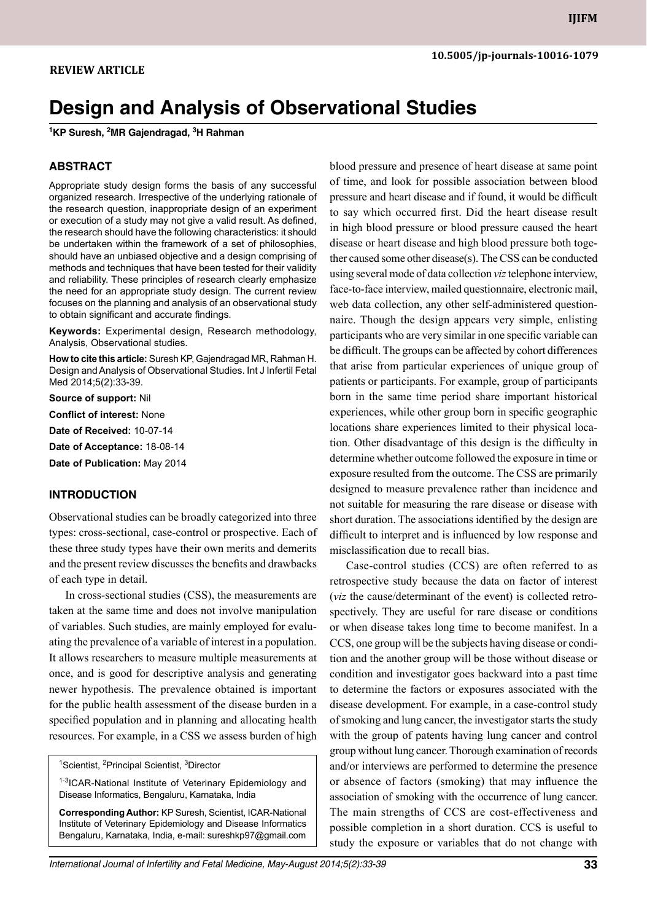**REVIEW ARTICLE**

# Design and Analysis of Observational Studies

[1]KP Suresh, [2]MR Gajendragad, [3]H Rahman

## ABSTRACT

Appropriate study design forms the basis of any successful organized research. Irrespective of the underlying rationale of the research question, inappropriate design of an experiment or execution of a study may not give a valid result. As defined, the research should have the following characteristics: it should be undertaken within the framework of a set of philosophies, should have an unbiased objective and a design comprising of methods and techniques that have been tested for their validity and reliability. These principles of research clearly emphasize the need for an appropriate study design. The current review focuses on the planning and analysis of an observational study to obtain significant and accurate findings.

**Keywords:** Experimental design, Research methodology, Analysis, Observational studies.

**How to cite this article:** Suresh KP, Gajendragad MR, Rahman H. Design and Analysis of Observational Studies. Int J Infertil Fetal Med 2014;5(2):33-39.

**Source of support:** Nil

**Conflict of interest:** None

**Date of Received:** 10-07-14

**Date of Acceptance:** 18-08-14

**Date of Publication:** May 2014

## INTRODUCTION

Observational studies can be broadly categorized into three types: cross-sectional, case-control or prospective. Each of these three study types have their own merits and demerits and the present review discusses the benefits and drawbacks of each type in detail.

In cross-sectional studies (CSS), the measurements are taken at the same time and does not involve manipulation of variables. Such studies, are mainly employed for evaluating the prevalence of a variable of interest in a population. It allows researchers to measure multiple measurements at once, and is good for descriptive analysis and generating newer hypothesis. The prevalence obtained is important for the public health assessment of the disease burden in a specified population and in planning and allocating health resources. For example, in a CSS we assess burden of high blood pressure and presence of heart disease at same point of time, and look for possible association between blood pressure and heart disease and if found, it would be difficult to say which occurred first. Did the heart disease result in high blood pressure or blood pressure caused the heart disease or heart disease and high blood pressure both together caused some other disease(s). The CSS can be conducted using several mode of data collection *viz* telephone interview, face-to-face interview, mailed questionnaire, electronic mail, web data collection, any other self-administered questionnaire. Though the design appears very simple, enlisting participants who are very similar in one specific variable can be difficult. The groups can be affected by cohort differences that arise from particular experiences of unique group of patients or participants. For example, group of participants born in the same time period share important historical experiences, while other group born in specific geographic locations share experiences limited to their physical location. Other disadvantage of this design is the difficulty in determine whether outcome followed the exposure in time or exposure resulted from the outcome. The CSS are primarily designed to measure prevalence rather than incidence and not suitable for measuring the rare disease or disease with short duration. The associations identified by the design are difficult to interpret and is influenced by low response and misclassification due to recall bias.

Case-control studies (CCS) are often referred to as retrospective study because the data on factor of interest (*viz* the cause/determinant of the event) is collected retrospectively. They are useful for rare disease or conditions or when disease takes long time to become manifest. In a CCS, one group will be the subjects having disease or condition and the another group will be those without disease or condition and investigator goes backward into a past time to determine the factors or exposures associated with the disease development. For example, in a case-control study of smoking and lung cancer, the investigator starts the study with the group of patents having lung cancer and control group without lung cancer. Thorough examination of records and/or interviews are performed to determine the presence or absence of factors (smoking) that may influence the association of smoking with the occurrence of lung cancer. The main strengths of CCS are cost-effectiveness and possible completion in a short duration. CCS is useful to study the exposure or variables that do not change with

[1]Scientist, [2]Principal Scientist, [3]Director

[1-3]ICAR-National Institute of Veterinary Epidemiology and Disease Informatics, Bengaluru, Karnataka, India

**Corresponding Author:** KP Suresh, Scientist, ICAR-National Institute of Veterinary Epidemiology and Disease Informatics Bengaluru, Karnataka, India, e-mail: sureshkp97@gmail.com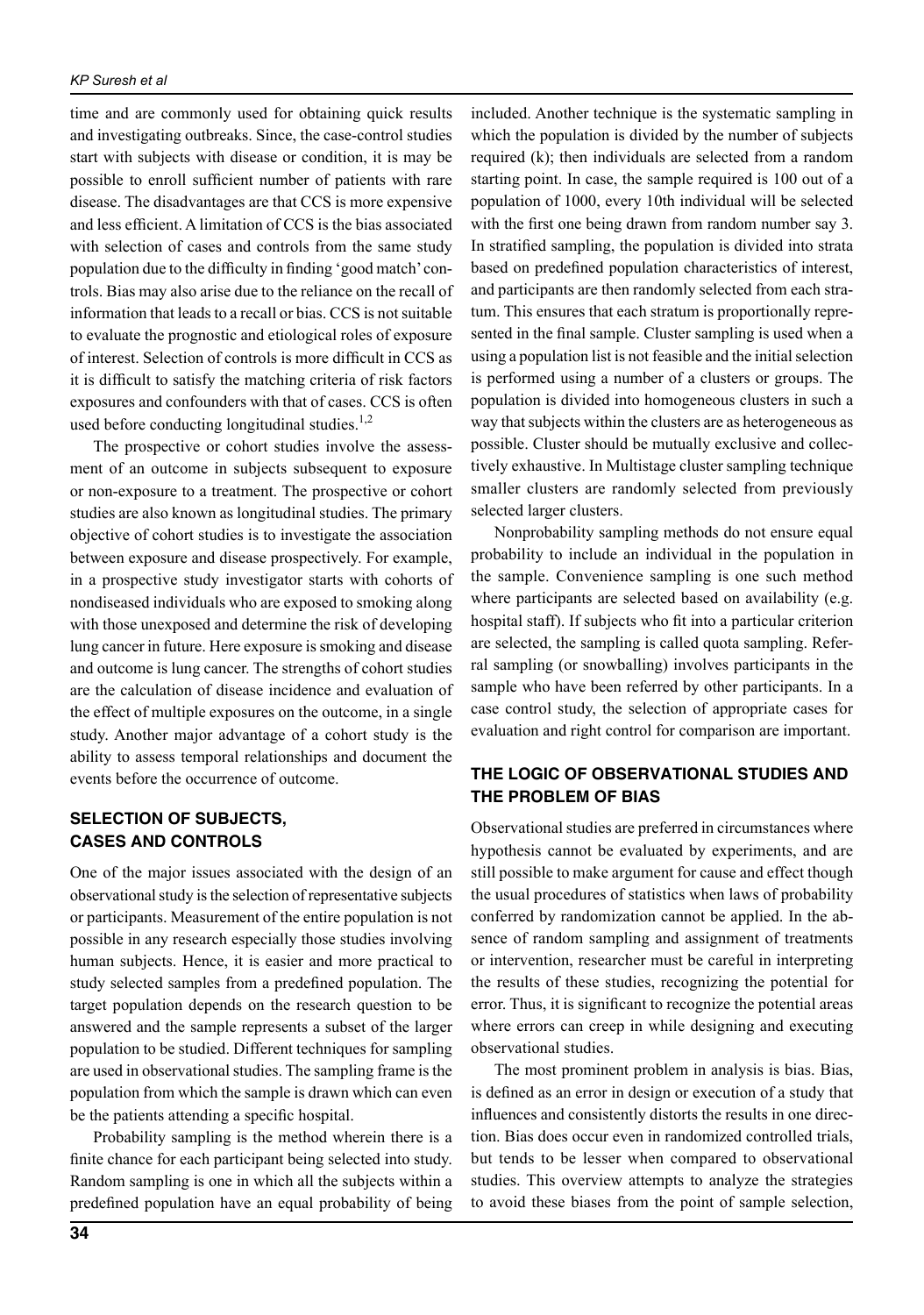time and are commonly used for obtaining quick results and investigating outbreaks. Since, the case-control studies start with subjects with disease or condition, it is may be possible to enroll sufficient number of patients with rare disease. The disadvantages are that CCS is more expensive and less efficient. A limitation of CCS is the bias associated with selection of cases and controls from the same study population due to the difficulty in finding 'good match' controls. Bias may also arise due to the reliance on the recall of information that leads to a recall or bias. CCS is not suitable to evaluate the prognostic and etiological roles of exposure of interest. Selection of controls is more difficult in CCS as it is difficult to satisfy the matching criteria of risk factors exposures and confounders with that of cases. CCS is often used before conducting longitudinal studies.[1,2]

The prospective or cohort studies involve the assessment of an outcome in subjects subsequent to exposure or non-exposure to a treatment. The prospective or cohort studies are also known as longitudinal studies. The primary objective of cohort studies is to investigate the association between exposure and disease prospectively. For example, in a prospective study investigator starts with cohorts of nondiseased individuals who are exposed to smoking along with those unexposed and determine the risk of developing lung cancer in future. Here exposure is smoking and disease and outcome is lung cancer. The strengths of cohort studies are the calculation of disease incidence and evaluation of the effect of multiple exposures on the outcome, in a single study. Another major advantage of a cohort study is the ability to assess temporal relationships and document the events before the occurrence of outcome.

## SELECTION OF SUBJECTS, CASES AND CONTROLS

One of the major issues associated with the design of an observational study is the selection of representative subjects or participants. Measurement of the entire population is not possible in any research especially those studies involving human subjects. Hence, it is easier and more practical to study selected samples from a predefined population. The target population depends on the research question to be answered and the sample represents a subset of the larger population to be studied. Different techniques for sampling are used in observational studies. The sampling frame is the population from which the sample is drawn which can even be the patients attending a specific hospital.

Probability sampling is the method wherein there is a finite chance for each participant being selected into study. Random sampling is one in which all the subjects within a predefined population have an equal probability of being included. Another technique is the systematic sampling in which the population is divided by the number of subjects required (k); then individuals are selected from a random starting point. In case, the sample required is 100 out of a population of 1000, every 10th individual will be selected with the first one being drawn from random number say 3. In stratified sampling, the population is divided into strata based on predefined population characteristics of interest, and participants are then randomly selected from each stratum. This ensures that each stratum is proportionally represented in the final sample. Cluster sampling is used when a using a population list is not feasible and the initial selection is performed using a number of a clusters or groups. The population is divided into homogeneous clusters in such a way that subjects within the clusters are as heterogeneous as possible. Cluster should be mutually exclusive and collectively exhaustive. In Multistage cluster sampling technique smaller clusters are randomly selected from previously selected larger clusters.

Nonprobability sampling methods do not ensure equal probability to include an individual in the population in the sample. Convenience sampling is one such method where participants are selected based on availability (e.g. hospital staff). If subjects who fit into a particular criterion are selected, the sampling is called quota sampling. Referral sampling (or snowballing) involves participants in the sample who have been referred by other participants. In a case control study, the selection of appropriate cases for evaluation and right control for comparison are important.

## THE LOGIC OF OBSERVATIONAL STUDIES AND THE PROBLEM OF BIAS

Observational studies are preferred in circumstances where hypothesis cannot be evaluated by experiments, and are still possible to make argument for cause and effect though the usual procedures of statistics when laws of probability conferred by randomization cannot be applied. In the absence of random sampling and assignment of treatments or intervention, researcher must be careful in interpreting the results of these studies, recognizing the potential for error. Thus, it is significant to recognize the potential areas where errors can creep in while designing and executing observational studies.

The most prominent problem in analysis is bias. Bias, is defined as an error in design or execution of a study that influences and consistently distorts the results in one direction. Bias does occur even in randomized controlled trials, but tends to be lesser when compared to observational studies. This overview attempts to analyze the strategies to avoid these biases from the point of sample selection,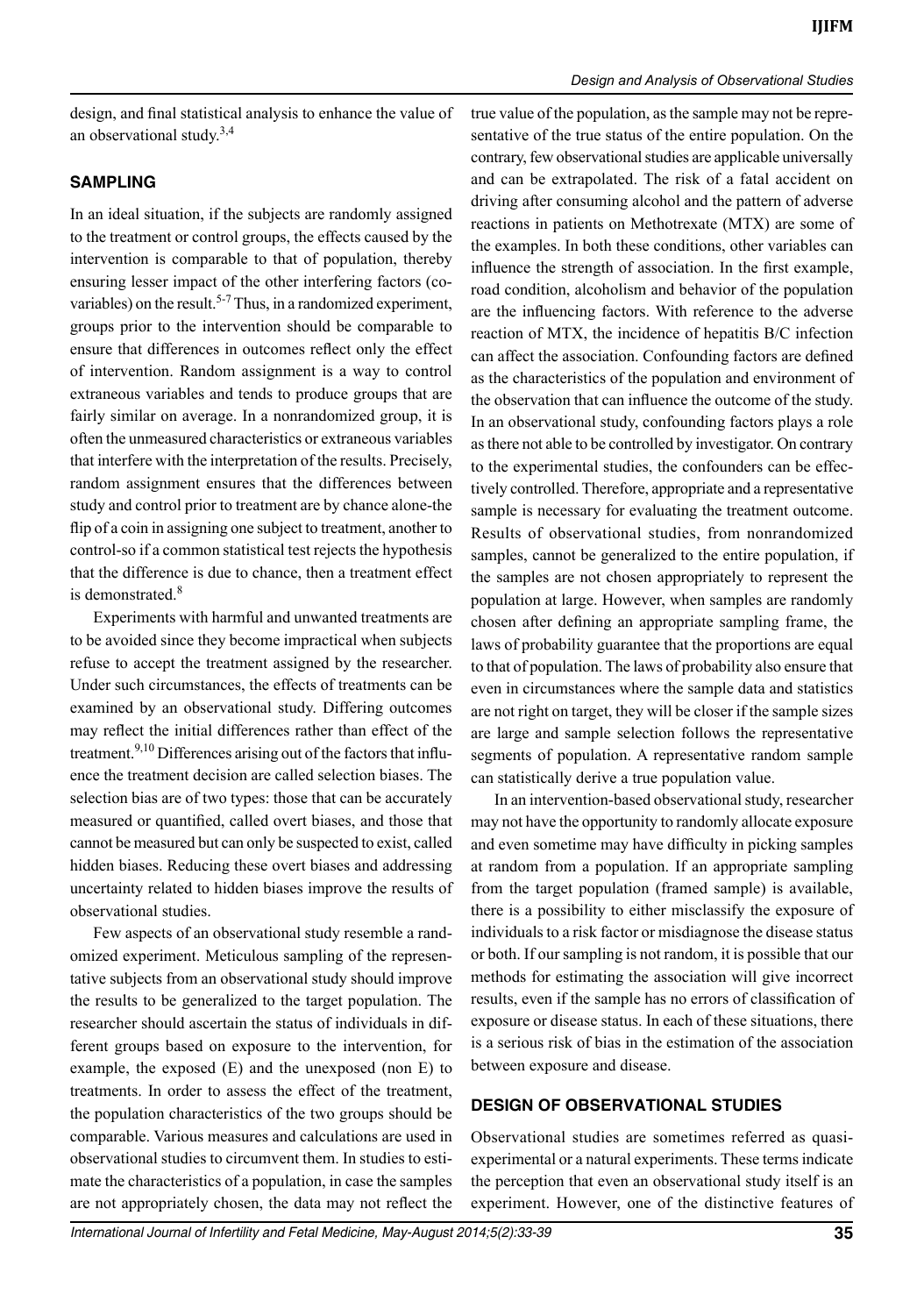design, and final statistical analysis to enhance the value of an observational study.[3,4]

## SAMPLING

In an ideal situation, if the subjects are randomly assigned to the treatment or control groups, the effects caused by the intervention is comparable to that of population, thereby ensuring lesser impact of the other interfering factors (covariables) on the result.[5-7] Thus, in a randomized experiment, groups prior to the intervention should be comparable to ensure that differences in outcomes reflect only the effect of intervention. Random assignment is a way to control extraneous variables and tends to produce groups that are fairly similar on average. In a nonrandomized group, it is often the unmeasured characteristics or extraneous variables that interfere with the interpretation of the results. Precisely, random assignment ensures that the differences between study and control prior to treatment are by chance alone-the flip of a coin in assigning one subject to treatment, another to control-so if a common statistical test rejects the hypothesis that the difference is due to chance, then a treatment effect is demonstrated.[8]

Experiments with harmful and unwanted treatments are to be avoided since they become impractical when subjects refuse to accept the treatment assigned by the researcher. Under such circumstances, the effects of treatments can be examined by an observational study. Differing outcomes may reflect the initial differences rather than effect of the treatment.[9,10] Differences arising out of the factors that influence the treatment decision are called selection biases. The selection bias are of two types: those that can be accurately measured or quantified, called overt biases, and those that cannot be measured but can only be suspected to exist, called hidden biases. Reducing these overt biases and addressing uncertainty related to hidden biases improve the results of observational studies.

Few aspects of an observational study resemble a randomized experiment. Meticulous sampling of the representative subjects from an observational study should improve the results to be generalized to the target population. The researcher should ascertain the status of individuals in different groups based on exposure to the intervention, for example, the exposed (E) and the unexposed (non E) to treatments. In order to assess the effect of the treatment, the population characteristics of the two groups should be comparable. Various measures and calculations are used in observational studies to circumvent them. In studies to estimate the characteristics of a population, in case the samples are not appropriately chosen, the data may not reflect the true value of the population, as the sample may not be representative of the true status of the entire population. On the contrary, few observational studies are applicable universally and can be extrapolated. The risk of a fatal accident on driving after consuming alcohol and the pattern of adverse reactions in patients on Methotrexate (MTX) are some of the examples. In both these conditions, other variables can influence the strength of association. In the first example, road condition, alcoholism and behavior of the population are the influencing factors. With reference to the adverse reaction of MTX, the incidence of hepatitis B/C infection can affect the association. Confounding factors are defined as the characteristics of the population and environment of the observation that can influence the outcome of the study. In an observational study, confounding factors plays a role as there not able to be controlled by investigator. On contrary to the experimental studies, the confounders can be effectively controlled. Therefore, appropriate and a representative sample is necessary for evaluating the treatment outcome. Results of observational studies, from nonrandomized samples, cannot be generalized to the entire population, if the samples are not chosen appropriately to represent the population at large. However, when samples are randomly chosen after defining an appropriate sampling frame, the laws of probability guarantee that the proportions are equal to that of population. The laws of probability also ensure that even in circumstances where the sample data and statistics are not right on target, they will be closer if the sample sizes are large and sample selection follows the representative segments of population. A representative random sample can statistically derive a true population value.

In an intervention-based observational study, researcher may not have the opportunity to randomly allocate exposure and even sometime may have difficulty in picking samples at random from a population. If an appropriate sampling from the target population (framed sample) is available, there is a possibility to either misclassify the exposure of individuals to a risk factor or misdiagnose the disease status or both. If our sampling is not random, it is possible that our methods for estimating the association will give incorrect results, even if the sample has no errors of classification of exposure or disease status. In each of these situations, there is a serious risk of bias in the estimation of the association between exposure and disease.

## DESIGN OF OBSERVATIONAL STUDIES

Observational studies are sometimes referred as quasi-experimental or a natural experiments. These terms indicate the perception that even an observational study itself is an experiment. However, one of the distinctive features of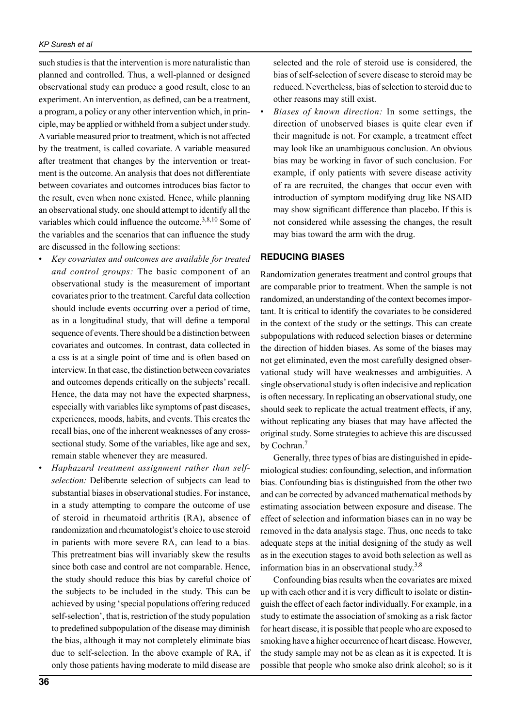such studies is that the intervention is more naturalistic than planned and controlled. Thus, a well-planned or designed observational study can produce a good result, close to an experiment. An intervention, as defined, can be a treatment, a program, a policy or any other intervention which, in principle, may be applied or withheld from a subject under study. A variable measured prior to treatment, which is not affected by the treatment, is called covariate. A variable measured after treatment that changes by the intervention or treatment is the outcome. An analysis that does not differentiate between covariates and outcomes introduces bias factor to the result, even when none existed. Hence, while planning an observational study, one should attempt to identify all the variables which could influence the outcome.[3,8,10] Some of the variables and the scenarios that can influence the study are discussed in the following sections:

- *Key covariates and outcomes are available for treated and control groups:* The basic component of an observational study is the measurement of important covariates prior to the treatment. Careful data collection should include events occurring over a period of time, as in a longitudinal study, that will define a temporal sequence of events. There should be a distinction between covariates and outcomes. In contrast, data collected in a css is at a single point of time and is often based on interview. In that case, the distinction between covariates and outcomes depends critically on the subjects' recall. Hence, the data may not have the expected sharpness, especially with variables like symptoms of past diseases, experiences, moods, habits, and events. This creates the recall bias, one of the inherent weaknesses of any cross-sectional study. Some of the variables, like age and sex, remain stable whenever they are measured.
- *Haphazard treatment assignment rather than self-selection:* Deliberate selection of subjects can lead to substantial biases in observational studies. For instance, in a study attempting to compare the outcome of use of steroid in rheumatoid arthritis (RA), absence of randomization and rheumatologist's choice to use steroid in patients with more severe RA, can lead to a bias. This pretreatment bias will invariably skew the results since both case and control are not comparable. Hence, the study should reduce this bias by careful choice of the subjects to be included in the study. This can be achieved by using 'special populations offering reduced self-selection', that is, restriction of the study population to predefined subpopulation of the disease may diminish the bias, although it may not completely eliminate bias due to self-selection. In the above example of RA, if only those patients having moderate to mild disease are selected and the role of steroid use is considered, the bias of self-selection of severe disease to steroid may be reduced. Nevertheless, bias of selection to steroid due to other reasons may still exist.
- *Biases of known direction:* In some settings, the direction of unobserved biases is quite clear even if their magnitude is not. For example, a treatment effect may look like an unambiguous conclusion. An obvious bias may be working in favor of such conclusion. For example, if only patients with severe disease activity of ra are recruited, the changes that occur even with introduction of symptom modifying drug like NSAID may show significant difference than placebo. If this is not considered while assessing the changes, the result may bias toward the arm with the drug.

## REDUCING BIASES

Randomization generates treatment and control groups that are comparable prior to treatment. When the sample is not randomized, an understanding of the context becomes important. It is critical to identify the covariates to be considered in the context of the study or the settings. This can create subpopulations with reduced selection biases or determine the direction of hidden biases. As some of the biases may not get eliminated, even the most carefully designed observational study will have weaknesses and ambiguities. A single observational study is often indecisive and replication is often necessary. In replicating an observational study, one should seek to replicate the actual treatment effects, if any, without replicating any biases that may have affected the original study. Some strategies to achieve this are discussed by Cochran.[7]

Generally, three types of bias are distinguished in epidemiological studies: confounding, selection, and information bias. Confounding bias is distinguished from the other two and can be corrected by advanced mathematical methods by estimating association between exposure and disease. The effect of selection and information biases can in no way be removed in the data analysis stage. Thus, one needs to take adequate steps at the initial designing of the study as well as in the execution stages to avoid both selection as well as information bias in an observational study.[3,8]

Confounding bias results when the covariates are mixed up with each other and it is very difficult to isolate or distinguish the effect of each factor individually. For example, in a study to estimate the association of smoking as a risk factor for heart disease, it is possible that people who are exposed to smoking have a higher occurrence of heart disease. However, the study sample may not be as clean as it is expected. It is possible that people who smoke also drink alcohol; so is it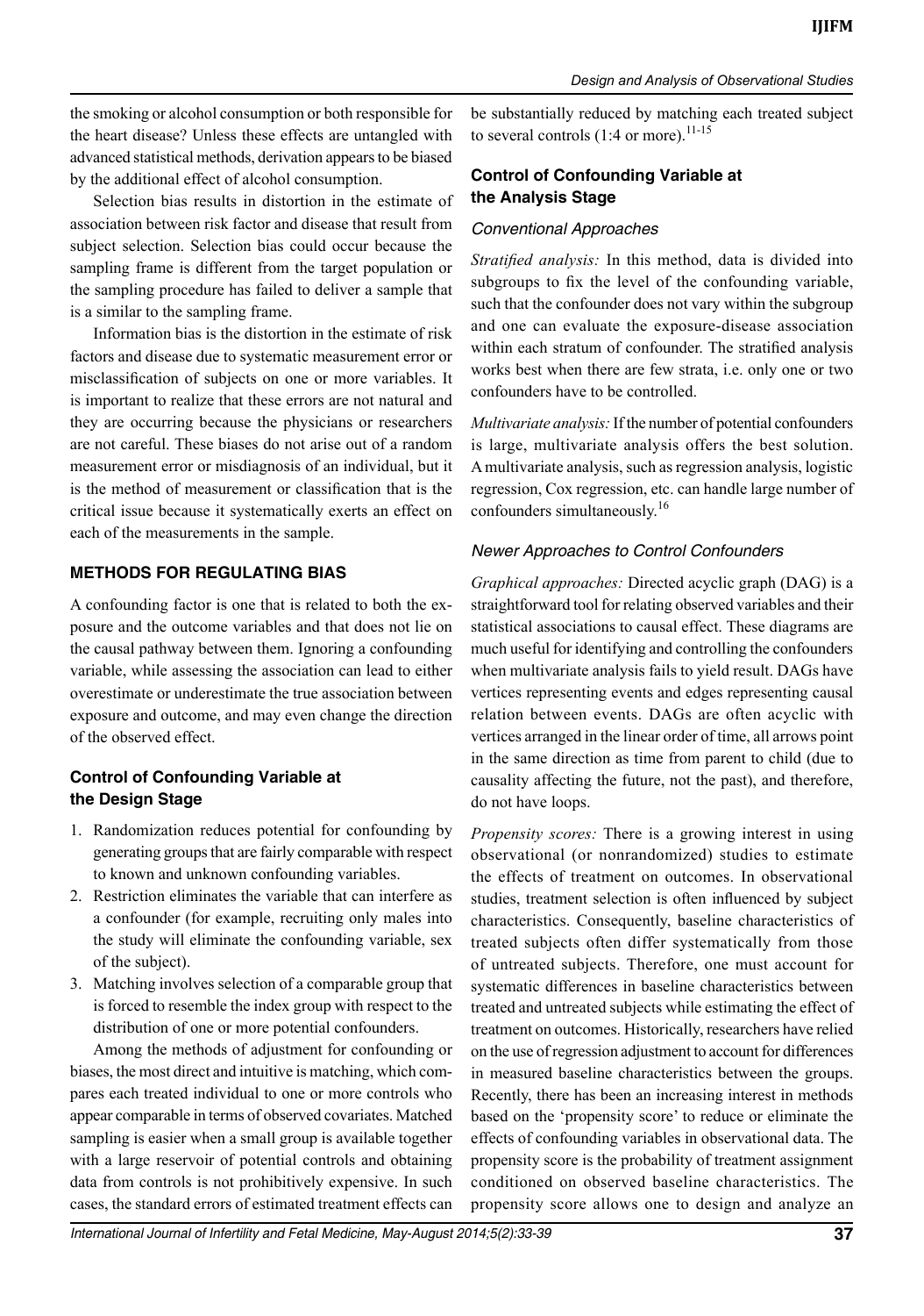the smoking or alcohol consumption or both responsible for the heart disease? Unless these effects are untangled with advanced statistical methods, derivation appears to be biased by the additional effect of alcohol consumption.

Selection bias results in distortion in the estimate of association between risk factor and disease that result from subject selection. Selection bias could occur because the sampling frame is different from the target population or the sampling procedure has failed to deliver a sample that is a similar to the sampling frame.

Information bias is the distortion in the estimate of risk factors and disease due to systematic measurement error or misclassification of subjects on one or more variables. It is important to realize that these errors are not natural and they are occurring because the physicians or researchers are not careful. These biases do not arise out of a random measurement error or misdiagnosis of an individual, but it is the method of measurement or classification that is the critical issue because it systematically exerts an effect on each of the measurements in the sample.

## METHODS FOR REGULATING BIAS

A confounding factor is one that is related to both the exposure and the outcome variables and that does not lie on the causal pathway between them. Ignoring a confounding variable, while assessing the association can lead to either overestimate or underestimate the true association between exposure and outcome, and may even change the direction of the observed effect.

### Control of Confounding Variable at the Design Stage

1. Randomization reduces potential for confounding by generating groups that are fairly comparable with respect to known and unknown confounding variables.
2. Restriction eliminates the variable that can interfere as a confounder (for example, recruiting only males into the study will eliminate the confounding variable, sex of the subject).
3. Matching involves selection of a comparable group that is forced to resemble the index group with respect to the distribution of one or more potential confounders.

Among the methods of adjustment for confounding or biases, the most direct and intuitive is matching, which compares each treated individual to one or more controls who appear comparable in terms of observed covariates. Matched sampling is easier when a small group is available together with a large reservoir of potential controls and obtaining data from controls is not prohibitively expensive. In such cases, the standard errors of estimated treatment effects can be substantially reduced by matching each treated subject to several controls (1:4 or more).[11-15]

### Control of Confounding Variable at the Analysis Stage

#### Conventional Approaches

*Stratified analysis:* In this method, data is divided into subgroups to fix the level of the confounding variable, such that the confounder does not vary within the subgroup and one can evaluate the exposure-disease association within each stratum of confounder. The stratified analysis works best when there are few strata, i.e. only one or two confounders have to be controlled.

*Multivariate analysis:* If the number of potential confounders is large, multivariate analysis offers the best solution. A multivariate analysis, such as regression analysis, logistic regression, Cox regression, etc. can handle large number of confounders simultaneously.[16]

#### Newer Approaches to Control Confounders

*Graphical approaches:* Directed acyclic graph (DAG) is a straightforward tool for relating observed variables and their statistical associations to causal effect. These diagrams are much useful for identifying and controlling the confounders when multivariate analysis fails to yield result. DAGs have vertices representing events and edges representing causal relation between events. DAGs are often acyclic with vertices arranged in the linear order of time, all arrows point in the same direction as time from parent to child (due to causality affecting the future, not the past), and therefore, do not have loops.

*Propensity scores:* There is a growing interest in using observational (or nonrandomized) studies to estimate the effects of treatment on outcomes. In observational studies, treatment selection is often influenced by subject characteristics. Consequently, baseline characteristics of treated subjects often differ systematically from those of untreated subjects. Therefore, one must account for systematic differences in baseline characteristics between treated and untreated subjects while estimating the effect of treatment on outcomes. Historically, researchers have relied on the use of regression adjustment to account for differences in measured baseline characteristics between the groups. Recently, there has been an increasing interest in methods based on the 'propensity score' to reduce or eliminate the effects of confounding variables in observational data. The propensity score is the probability of treatment assignment conditioned on observed baseline characteristics. The propensity score allows one to design and analyze an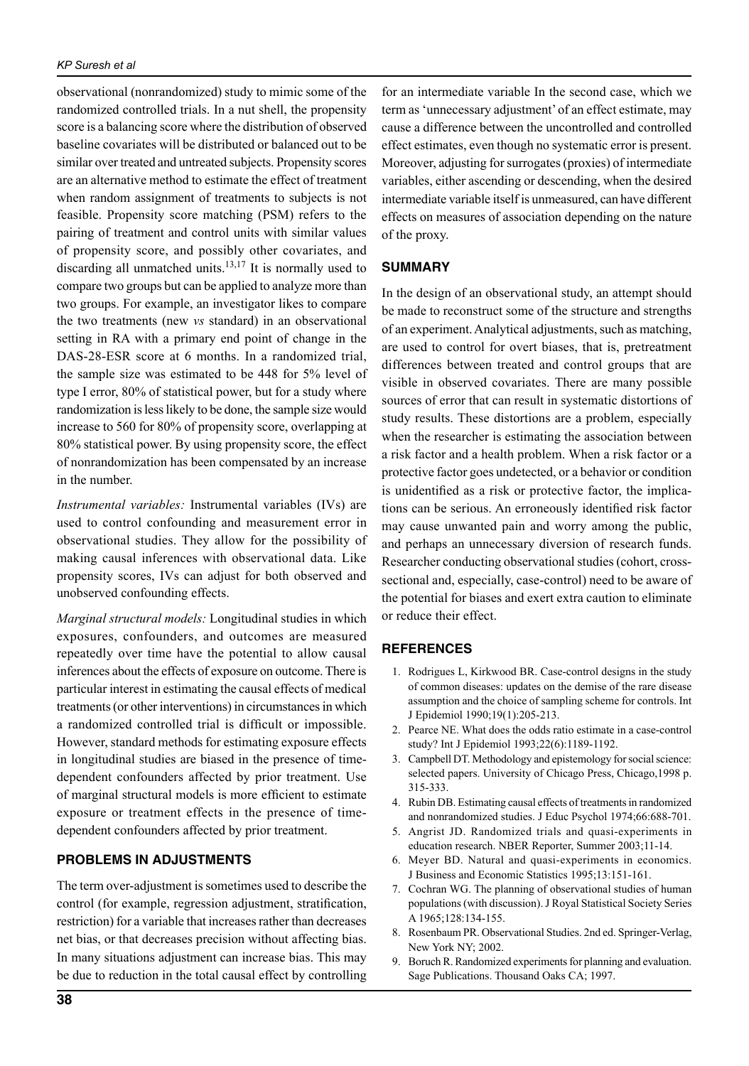observational (nonrandomized) study to mimic some of the randomized controlled trials. In a nut shell, the propensity score is a balancing score where the distribution of observed baseline covariates will be distributed or balanced out to be similar over treated and untreated subjects. Propensity scores are an alternative method to estimate the effect of treatment when random assignment of treatments to subjects is not feasible. Propensity score matching (PSM) refers to the pairing of treatment and control units with similar values of propensity score, and possibly other covariates, and discarding all unmatched units.[13,17] It is normally used to compare two groups but can be applied to analyze more than two groups. For example, an investigator likes to compare the two treatments (new *vs* standard) in an observational setting in RA with a primary end point of change in the DAS-28-ESR score at 6 months. In a randomized trial, the sample size was estimated to be 448 for 5% level of type I error, 80% of statistical power, but for a study where randomization is less likely to be done, the sample size would increase to 560 for 80% of propensity score, overlapping at 80% statistical power. By using propensity score, the effect of nonrandomization has been compensated by an increase in the number.

*Instrumental variables:* Instrumental variables (IVs) are used to control confounding and measurement error in observational studies. They allow for the possibility of making causal inferences with observational data. Like propensity scores, IVs can adjust for both observed and unobserved confounding effects.

*Marginal structural models:* Longitudinal studies in which exposures, confounders, and outcomes are measured repeatedly over time have the potential to allow causal inferences about the effects of exposure on outcome. There is particular interest in estimating the causal effects of medical treatments (or other interventions) in circumstances in which a randomized controlled trial is difficult or impossible. However, standard methods for estimating exposure effects in longitudinal studies are biased in the presence of time-dependent confounders affected by prior treatment. Use of marginal structural models is more efficient to estimate exposure or treatment effects in the presence of time-dependent confounders affected by prior treatment.

## PROBLEMS IN ADJUSTMENTS

The term over-adjustment is sometimes used to describe the control (for example, regression adjustment, stratification, restriction) for a variable that increases rather than decreases net bias, or that decreases precision without affecting bias. In many situations adjustment can increase bias. This may be due to reduction in the total causal effect by controlling for an intermediate variable In the second case, which we term as 'unnecessary adjustment' of an effect estimate, may cause a difference between the uncontrolled and controlled effect estimates, even though no systematic error is present. Moreover, adjusting for surrogates (proxies) of intermediate variables, either ascending or descending, when the desired intermediate variable itself is unmeasured, can have different effects on measures of association depending on the nature of the proxy.

## SUMMARY

In the design of an observational study, an attempt should be made to reconstruct some of the structure and strengths of an experiment. Analytical adjustments, such as matching, are used to control for overt biases, that is, pretreatment differences between treated and control groups that are visible in observed covariates. There are many possible sources of error that can result in systematic distortions of study results. These distortions are a problem, especially when the researcher is estimating the association between a risk factor and a health problem. When a risk factor or a protective factor goes undetected, or a behavior or condition is unidentified as a risk or protective factor, the implications can be serious. An erroneously identified risk factor may cause unwanted pain and worry among the public, and perhaps an unnecessary diversion of research funds. Researcher conducting observational studies (cohort, cross-sectional and, especially, case-control) need to be aware of the potential for biases and exert extra caution to eliminate or reduce their effect.

## REFERENCES

1. Rodrigues L, Kirkwood BR. Case-control designs in the study of common diseases: updates on the demise of the rare disease assumption and the choice of sampling scheme for controls. Int J Epidemiol 1990;19(1):205-213.
2. Pearce NE. What does the odds ratio estimate in a case-control study? Int J Epidemiol 1993;22(6):1189-1192.
3. Campbell DT. Methodology and epistemology for social science: selected papers. University of Chicago Press, Chicago,1998 p. 315-333.
4. Rubin DB. Estimating causal effects of treatments in randomized and nonrandomized studies. J Educ Psychol 1974;66:688-701.
5. Angrist JD. Randomized trials and quasi-experiments in education research. NBER Reporter, Summer 2003;11-14.
6. Meyer BD. Natural and quasi-experiments in economics. J Business and Economic Statistics 1995;13:151-161.
7. Cochran WG. The planning of observational studies of human populations (with discussion). J Royal Statistical Society Series A 1965;128:134-155.
8. Rosenbaum PR. Observational Studies. 2nd ed. Springer-Verlag, New York NY; 2002.
9. Boruch R. Randomized experiments for planning and evaluation. Sage Publications. Thousand Oaks CA; 1997.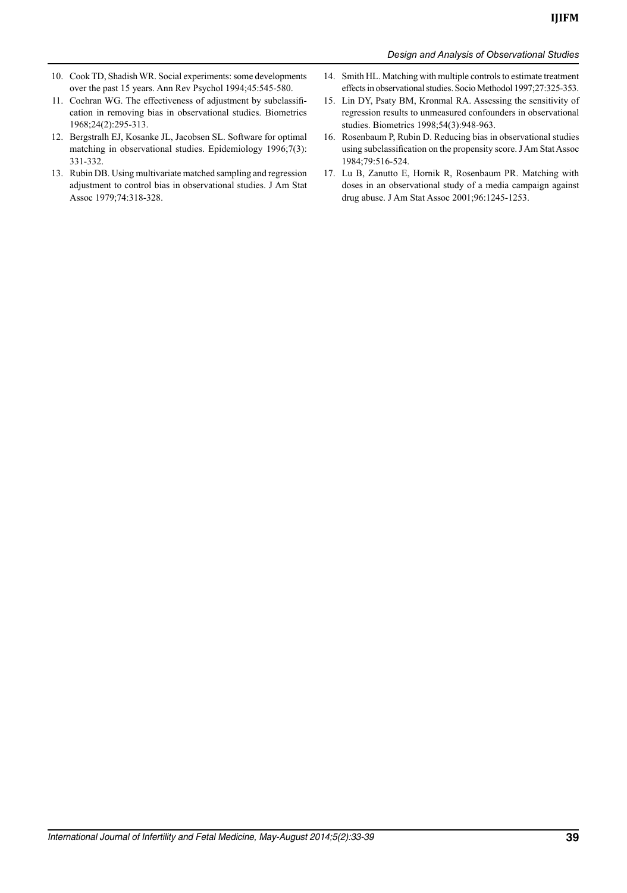10. Cook TD, Shadish WR. Social experiments: some developments over the past 15 years. Ann Rev Psychol 1994;45:545-580.
11. Cochran WG. The effectiveness of adjustment by subclassification in removing bias in observational studies. Biometrics 1968;24(2):295-313.
12. Bergstralh EJ, Kosanke JL, Jacobsen SL. Software for optimal matching in observational studies. Epidemiology 1996;7(3): 331-332.
13. Rubin DB. Using multivariate matched sampling and regression adjustment to control bias in observational studies. J Am Stat Assoc 1979;74:318-328.
14. Smith HL. Matching with multiple controls to estimate treatment effects in observational studies. Socio Methodol 1997;27:325-353.
15. Lin DY, Psaty BM, Kronmal RA. Assessing the sensitivity of regression results to unmeasured confounders in observational studies. Biometrics 1998;54(3):948-963.
16. Rosenbaum P, Rubin D. Reducing bias in observational studies using subclassification on the propensity score. J Am Stat Assoc 1984;79:516-524.
17. Lu B, Zanutto E, Hornik R, Rosenbaum PR. Matching with doses in an observational study of a media campaign against drug abuse. J Am Stat Assoc 2001;96:1245-1253.